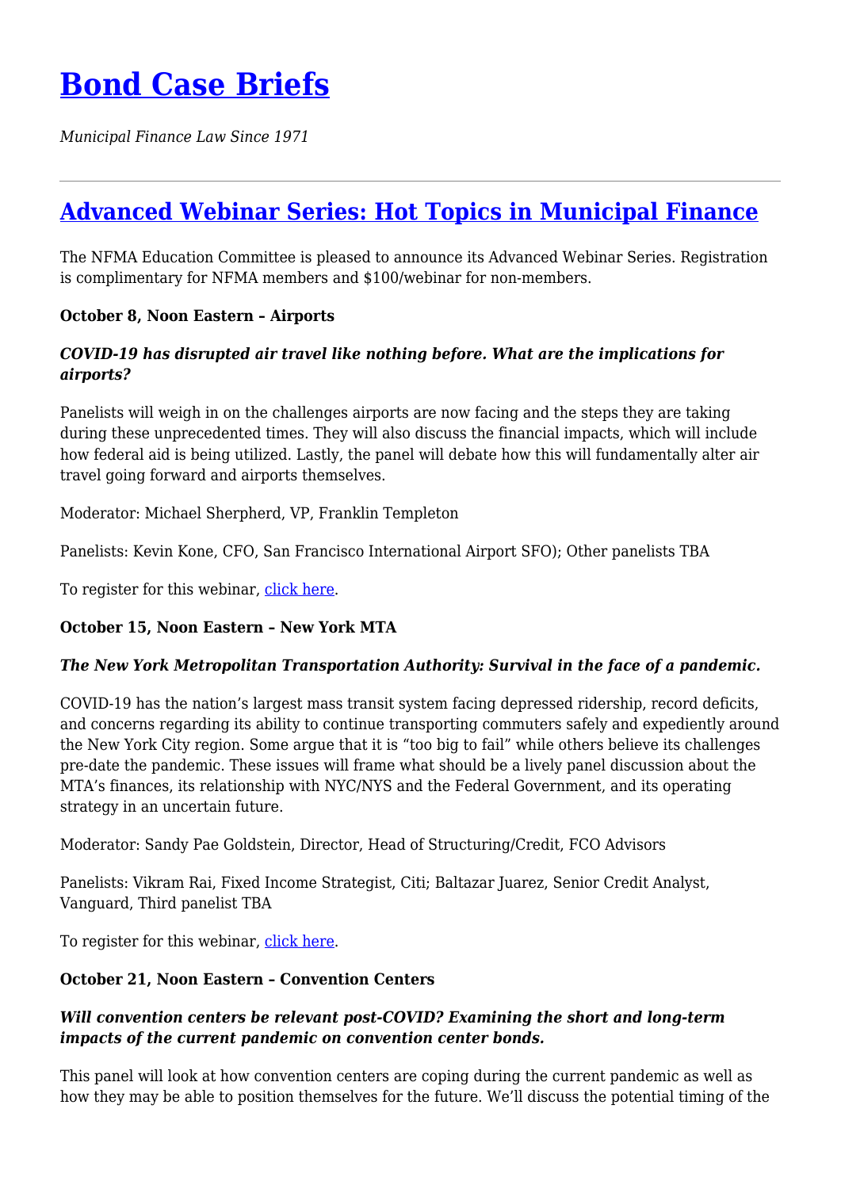# [Bond Case Briefs](#)

*Municipal Finance Law Since 1971*

---

## [Advanced Webinar Series: Hot Topics in Municipal Finance](#)

The NFMA Education Committee is pleased to announce its Advanced Webinar Series. Registration is complimentary for NFMA members and $100/webinar for non-members.

**October 8, Noon Eastern – Airports**

***COVID-19 has disrupted air travel like nothing before. What are the implications for airports?***

Panelists will weigh in on the challenges airports are now facing and the steps they are taking during these unprecedented times. They will also discuss the financial impacts, which will include how federal aid is being utilized. Lastly, the panel will debate how this will fundamentally alter air travel going forward and airports themselves.

Moderator: Michael Sherpherd, VP, Franklin Templeton

Panelists: Kevin Kone, CFO, San Francisco International Airport SFO); Other panelists TBA

To register for this webinar, [click here](#).

**October 15, Noon Eastern – New York MTA**

***The New York Metropolitan Transportation Authority: Survival in the face of a pandemic.***

COVID-19 has the nation's largest mass transit system facing depressed ridership, record deficits, and concerns regarding its ability to continue transporting commuters safely and expediently around the New York City region. Some argue that it is "too big to fail" while others believe its challenges pre-date the pandemic. These issues will frame what should be a lively panel discussion about the MTA's finances, its relationship with NYC/NYS and the Federal Government, and its operating strategy in an uncertain future.

Moderator: Sandy Pae Goldstein, Director, Head of Structuring/Credit, FCO Advisors

Panelists: Vikram Rai, Fixed Income Strategist, Citi; Baltazar Juarez, Senior Credit Analyst, Vanguard, Third panelist TBA

To register for this webinar, [click here](#).

**October 21, Noon Eastern – Convention Centers**

***Will convention centers be relevant post-COVID? Examining the short and long-term impacts of the current pandemic on convention center bonds.***

This panel will look at how convention centers are coping during the current pandemic as well as how they may be able to position themselves for the future. We'll discuss the potential timing of the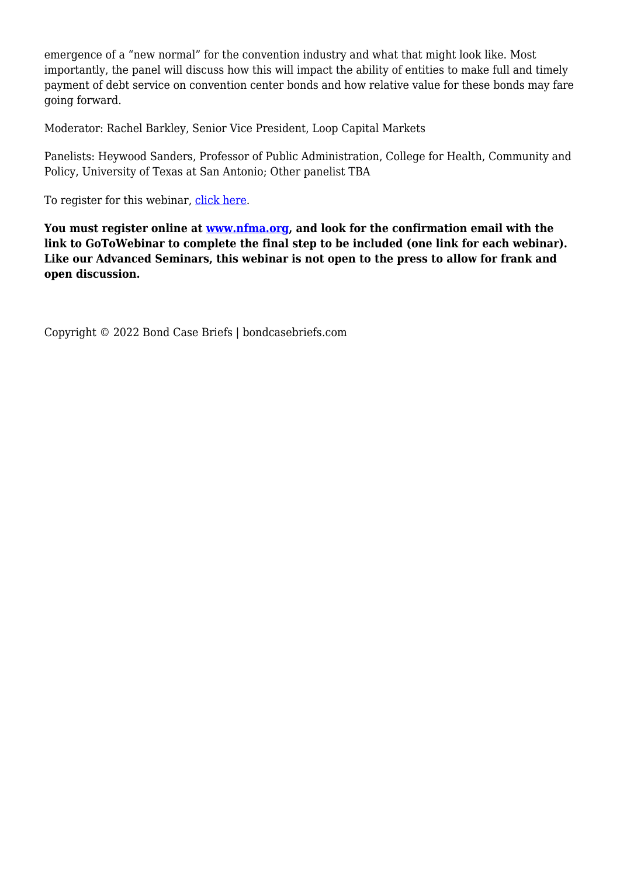emergence of a "new normal" for the convention industry and what that might look like. Most importantly, the panel will discuss how this will impact the ability of entities to make full and timely payment of debt service on convention center bonds and how relative value for these bonds may fare going forward.

Moderator: Rachel Barkley, Senior Vice President, Loop Capital Markets

Panelists: Heywood Sanders, Professor of Public Administration, College for Health, Community and Policy, University of Texas at San Antonio; Other panelist TBA

To register for this webinar, click here.

**You must register online at www.nfma.org, and look for the confirmation email with the link to GoToWebinar to complete the final step to be included (one link for each webinar). Like our Advanced Seminars, this webinar is not open to the press to allow for frank and open discussion.**

Copyright © 2022 Bond Case Briefs | bondcasebriefs.com